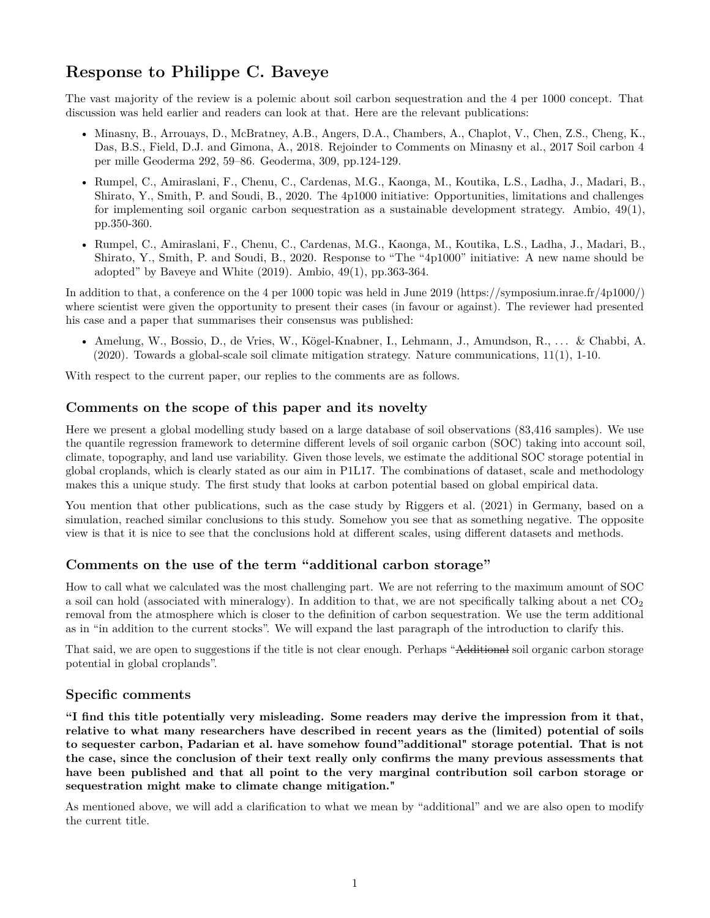# Response to Philippe C. Baveye

The vast majority of the review is a polemic about soil carbon sequestration and the 4 per 1000 concept. That discussion was held earlier and readers can look at that. Here are the relevant publications:

- Minasny, B., Arrouays, D., McBratney, A.B., Angers, D.A., Chambers, A., Chaplot, V., Chen, Z.S., Cheng, K., Das, B.S., Field, D.J. and Gimona, A., 2018. Rejoinder to Comments on Minasny et al., 2017 Soil carbon 4 per mille Geoderma 292, 59–86. Geoderma, 309, pp.124-129.
- Rumpel, C., Amiraslani, F., Chenu, C., Cardenas, M.G., Kaonga, M., Koutika, L.S., Ladha, J., Madari, B., Shirato, Y., Smith, P. and Soudi, B., 2020. The 4p1000 initiative: Opportunities, limitations and challenges for implementing soil organic carbon sequestration as a sustainable development strategy. Ambio, 49(1), pp.350-360.
- Rumpel, C., Amiraslani, F., Chenu, C., Cardenas, M.G., Kaonga, M., Koutika, L.S., Ladha, J., Madari, B., Shirato, Y., Smith, P. and Soudi, B., 2020. Response to "The "4p1000" initiative: A new name should be adopted" by Baveye and White (2019). Ambio, 49(1), pp.363-364.

In addition to that, a conference on the 4 per 1000 topic was held in June 2019 (https://symposium.inrae.fr/4p1000/) where scientist were given the opportunity to present their cases (in favour or against). The reviewer had presented his case and a paper that summarises their consensus was published:

- Amelung, W., Bossio, D., de Vries, W., Kögel-Knabner, I., Lehmann, J., Amundson, R., ... & Chabbi, A. (2020). Towards a global-scale soil climate mitigation strategy. Nature communications, 11(1), 1-10.

With respect to the current paper, our replies to the comments are as follows.

## Comments on the scope of this paper and its novelty

Here we present a global modelling study based on a large database of soil observations (83,416 samples). We use the quantile regression framework to determine different levels of soil organic carbon (SOC) taking into account soil, climate, topography, and land use variability. Given those levels, we estimate the additional SOC storage potential in global croplands, which is clearly stated as our aim in P1L17. The combinations of dataset, scale and methodology makes this a unique study. The first study that looks at carbon potential based on global empirical data.

You mention that other publications, such as the case study by Riggers et al. (2021) in Germany, based on a simulation, reached similar conclusions to this study. Somehow you see that as something negative. The opposite view is that it is nice to see that the conclusions hold at different scales, using different datasets and methods.

## Comments on the use of the term "additional carbon storage"

How to call what we calculated was the most challenging part. We are not referring to the maximum amount of SOC a soil can hold (associated with mineralogy). In addition to that, we are not specifically talking about a net $CO_2$ removal from the atmosphere which is closer to the definition of carbon sequestration. We use the term additional as in "in addition to the current stocks". We will expand the last paragraph of the introduction to clarify this.

That said, we are open to suggestions if the title is not clear enough. Perhaps "~~Additional~~ soil organic carbon storage potential in global croplands".

## Specific comments

**"I find this title potentially very misleading. Some readers may derive the impression from it that, relative to what many researchers have described in recent years as the (limited) potential of soils to sequester carbon, Padarian et al. have somehow found"additional" storage potential. That is not the case, since the conclusion of their text really only confirms the many previous assessments that have been published and that all point to the very marginal contribution soil carbon storage or sequestration might make to climate change mitigation."**

As mentioned above, we will add a clarification to what we mean by "additional" and we are also open to modify the current title.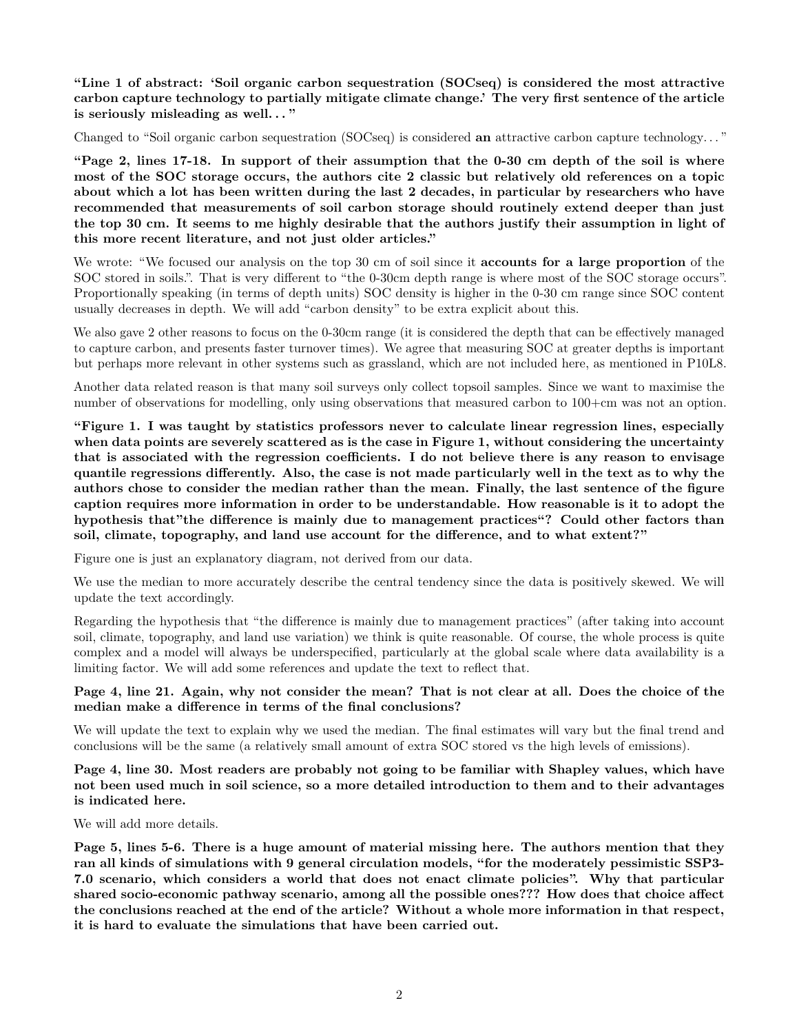**"Line 1 of abstract: 'Soil organic carbon sequestration (SOCseq) is considered the most attractive carbon capture technology to partially mitigate climate change.' The very first sentence of the article is seriously misleading as well. . . "**

Changed to "Soil organic carbon sequestration (SOCseq) is considered **an** attractive carbon capture technology. . . "

**"Page 2, lines 17-18. In support of their assumption that the 0-30 cm depth of the soil is where most of the SOC storage occurs, the authors cite 2 classic but relatively old references on a topic about which a lot has been written during the last 2 decades, in particular by researchers who have recommended that measurements of soil carbon storage should routinely extend deeper than just the top 30 cm. It seems to me highly desirable that the authors justify their assumption in light of this more recent literature, and not just older articles."**

We wrote: "We focused our analysis on the top 30 cm of soil since it **accounts for a large proportion** of the SOC stored in soils.". That is very different to "the 0-30cm depth range is where most of the SOC storage occurs". Proportionally speaking (in terms of depth units) SOC density is higher in the 0-30 cm range since SOC content usually decreases in depth. We will add "carbon density" to be extra explicit about this.

We also gave 2 other reasons to focus on the 0-30cm range (it is considered the depth that can be effectively managed to capture carbon, and presents faster turnover times). We agree that measuring SOC at greater depths is important but perhaps more relevant in other systems such as grassland, which are not included here, as mentioned in P10L8.

Another data related reason is that many soil surveys only collect topsoil samples. Since we want to maximise the number of observations for modelling, only using observations that measured carbon to 100+cm was not an option.

**"Figure 1. I was taught by statistics professors never to calculate linear regression lines, especially when data points are severely scattered as is the case in Figure 1, without considering the uncertainty that is associated with the regression coefficients. I do not believe there is any reason to envisage quantile regressions differently. Also, the case is not made particularly well in the text as to why the authors chose to consider the median rather than the mean. Finally, the last sentence of the figure caption requires more information in order to be understandable. How reasonable is it to adopt the hypothesis that"the difference is mainly due to management practices"? Could other factors than soil, climate, topography, and land use account for the difference, and to what extent?"**

Figure one is just an explanatory diagram, not derived from our data.

We use the median to more accurately describe the central tendency since the data is positively skewed. We will update the text accordingly.

Regarding the hypothesis that "the difference is mainly due to management practices" (after taking into account soil, climate, topography, and land use variation) we think is quite reasonable. Of course, the whole process is quite complex and a model will always be underspecified, particularly at the global scale where data availability is a limiting factor. We will add some references and update the text to reflect that.

**Page 4, line 21. Again, why not consider the mean? That is not clear at all. Does the choice of the median make a difference in terms of the final conclusions?**

We will update the text to explain why we used the median. The final estimates will vary but the final trend and conclusions will be the same (a relatively small amount of extra SOC stored vs the high levels of emissions).

**Page 4, line 30. Most readers are probably not going to be familiar with Shapley values, which have not been used much in soil science, so a more detailed introduction to them and to their advantages is indicated here.**

We will add more details.

**Page 5, lines 5-6. There is a huge amount of material missing here. The authors mention that they ran all kinds of simulations with 9 general circulation models, "for the moderately pessimistic SSP3-7.0 scenario, which considers a world that does not enact climate policies". Why that particular shared socio-economic pathway scenario, among all the possible ones??? How does that choice affect the conclusions reached at the end of the article? Without a whole more information in that respect, it is hard to evaluate the simulations that have been carried out.**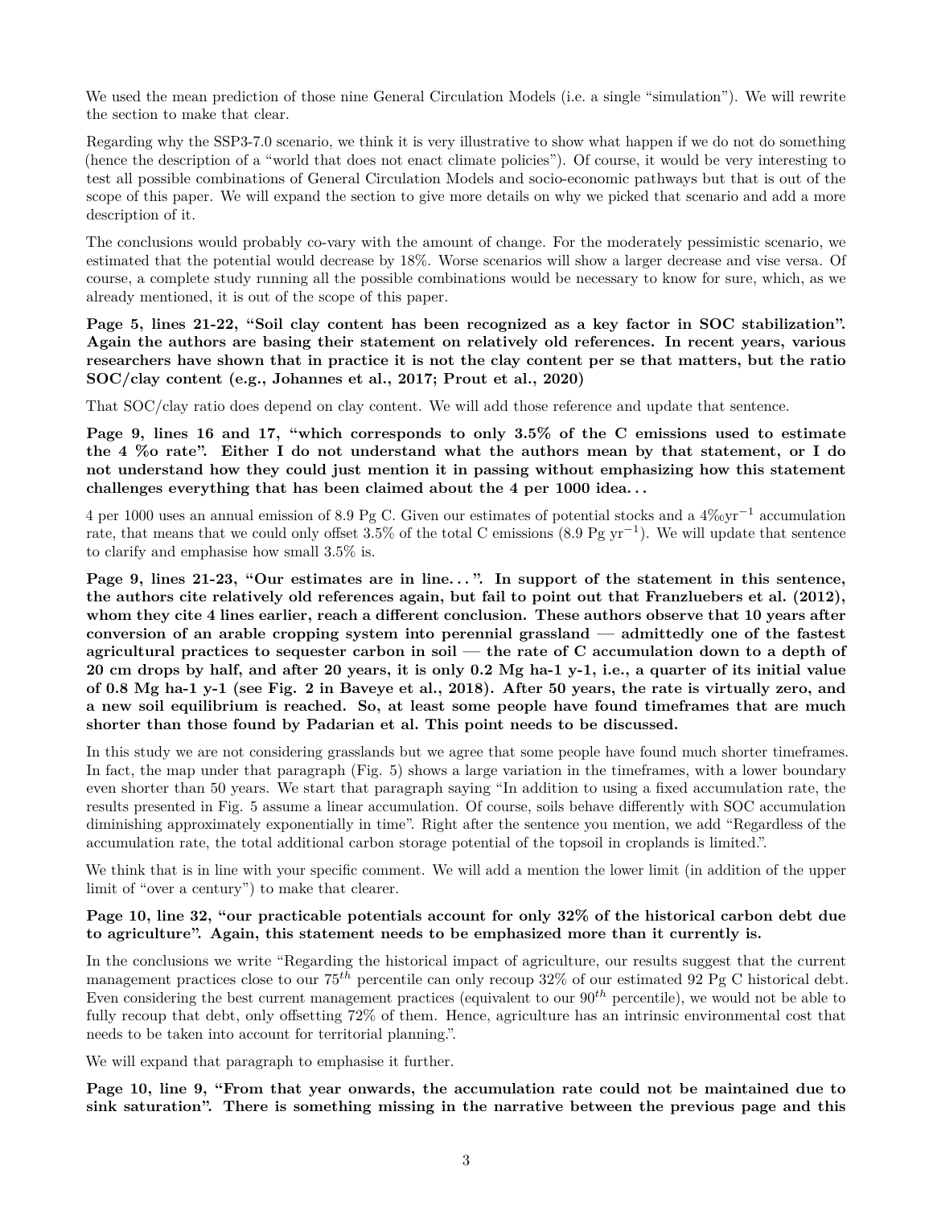We used the mean prediction of those nine General Circulation Models (i.e. a single "simulation"). We will rewrite the section to make that clear.

Regarding why the SSP3-7.0 scenario, we think it is very illustrative to show what happen if we do not do something (hence the description of a "world that does not enact climate policies"). Of course, it would be very interesting to test all possible combinations of General Circulation Models and socio-economic pathways but that is out of the scope of this paper. We will expand the section to give more details on why we picked that scenario and add a more description of it.

The conclusions would probably co-vary with the amount of change. For the moderately pessimistic scenario, we estimated that the potential would decrease by 18%. Worse scenarios will show a larger decrease and vise versa. Of course, a complete study running all the possible combinations would be necessary to know for sure, which, as we already mentioned, it is out of the scope of this paper.

**Page 5, lines 21-22, "Soil clay content has been recognized as a key factor in SOC stabilization". Again the authors are basing their statement on relatively old references. In recent years, various researchers have shown that in practice it is not the clay content per se that matters, but the ratio SOC/clay content (e.g., Johannes et al., 2017; Prout et al., 2020)**

That SOC/clay ratio does depend on clay content. We will add those reference and update that sentence.

**Page 9, lines 16 and 17, "which corresponds to only 3.5% of the C emissions used to estimate the 4 ‰ rate". Either I do not understand what the authors mean by that statement, or I do not understand how they could just mention it in passing without emphasizing how this statement challenges everything that has been claimed about the 4 per 1000 idea...**

4 per 1000 uses an annual emission of 8.9 Pg C. Given our estimates of potential stocks and a $4‰ \text{yr}^{-1}$ accumulation rate, that means that we could only offset 3.5% of the total C emissions (8.9 Pg $\text{yr}^{-1}$). We will update that sentence to clarify and emphasise how small 3.5% is.

**Page 9, lines 21-23, "Our estimates are in line...". In support of the statement in this sentence, the authors cite relatively old references again, but fail to point out that Franzluebers et al. (2012), whom they cite 4 lines earlier, reach a different conclusion. These authors observe that 10 years after conversion of an arable cropping system into perennial grassland — admittedly one of the fastest agricultural practices to sequester carbon in soil — the rate of C accumulation down to a depth of 20 cm drops by half, and after 20 years, it is only 0.2 Mg ha-1 y-1, i.e., a quarter of its initial value of 0.8 Mg ha-1 y-1 (see Fig. 2 in Baveye et al., 2018). After 50 years, the rate is virtually zero, and a new soil equilibrium is reached. So, at least some people have found timeframes that are much shorter than those found by Padarian et al. This point needs to be discussed.**

In this study we are not considering grasslands but we agree that some people have found much shorter timeframes. In fact, the map under that paragraph (Fig. 5) shows a large variation in the timeframes, with a lower boundary even shorter than 50 years. We start that paragraph saying "In addition to using a fixed accumulation rate, the results presented in Fig. 5 assume a linear accumulation. Of course, soils behave differently with SOC accumulation diminishing approximately exponentially in time". Right after the sentence you mention, we add "Regardless of the accumulation rate, the total additional carbon storage potential of the topsoil in croplands is limited.".

We think that is in line with your specific comment. We will add a mention the lower limit (in addition of the upper limit of "over a century") to make that clearer.

**Page 10, line 32, "our practicable potentials account for only 32% of the historical carbon debt due to agriculture". Again, this statement needs to be emphasized more than it currently is.**

In the conclusions we write "Regarding the historical impact of agriculture, our results suggest that the current management practices close to our $75^{th}$ percentile can only recoup 32% of our estimated 92 Pg C historical debt. Even considering the best current management practices (equivalent to our $90^{th}$ percentile), we would not be able to fully recoup that debt, only offsetting 72% of them. Hence, agriculture has an intrinsic environmental cost that needs to be taken into account for territorial planning.".

We will expand that paragraph to emphasise it further.

**Page 10, line 9, "From that year onwards, the accumulation rate could not be maintained due to sink saturation". There is something missing in the narrative between the previous page and this**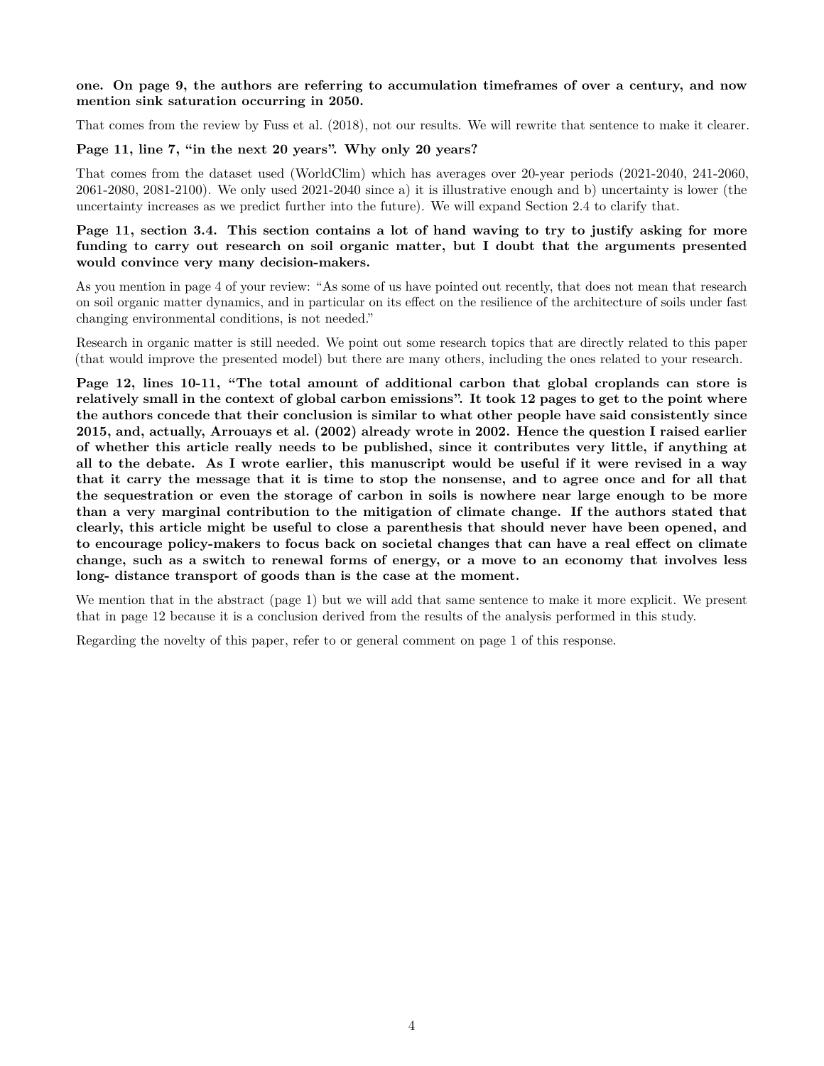**one. On page 9, the authors are referring to accumulation timeframes of over a century, and now mention sink saturation occurring in 2050.**

That comes from the review by Fuss et al. (2018), not our results. We will rewrite that sentence to make it clearer.

**Page 11, line 7, "in the next 20 years". Why only 20 years?**

That comes from the dataset used (WorldClim) which has averages over 20-year periods (2021-2040, 241-2060, 2061-2080, 2081-2100). We only used 2021-2040 since a) it is illustrative enough and b) uncertainty is lower (the uncertainty increases as we predict further into the future). We will expand Section 2.4 to clarify that.

**Page 11, section 3.4. This section contains a lot of hand waving to try to justify asking for more funding to carry out research on soil organic matter, but I doubt that the arguments presented would convince very many decision-makers.**

As you mention in page 4 of your review: "As some of us have pointed out recently, that does not mean that research on soil organic matter dynamics, and in particular on its effect on the resilience of the architecture of soils under fast changing environmental conditions, is not needed."

Research in organic matter is still needed. We point out some research topics that are directly related to this paper (that would improve the presented model) but there are many others, including the ones related to your research.

**Page 12, lines 10-11, "The total amount of additional carbon that global croplands can store is relatively small in the context of global carbon emissions". It took 12 pages to get to the point where the authors concede that their conclusion is similar to what other people have said consistently since 2015, and, actually, Arrouays et al. (2002) already wrote in 2002. Hence the question I raised earlier of whether this article really needs to be published, since it contributes very little, if anything at all to the debate. As I wrote earlier, this manuscript would be useful if it were revised in a way that it carry the message that it is time to stop the nonsense, and to agree once and for all that the sequestration or even the storage of carbon in soils is nowhere near large enough to be more than a very marginal contribution to the mitigation of climate change. If the authors stated that clearly, this article might be useful to close a parenthesis that should never have been opened, and to encourage policy-makers to focus back on societal changes that can have a real effect on climate change, such as a switch to renewal forms of energy, or a move to an economy that involves less long- distance transport of goods than is the case at the moment.**

We mention that in the abstract (page 1) but we will add that same sentence to make it more explicit. We present that in page 12 because it is a conclusion derived from the results of the analysis performed in this study.

Regarding the novelty of this paper, refer to or general comment on page 1 of this response.